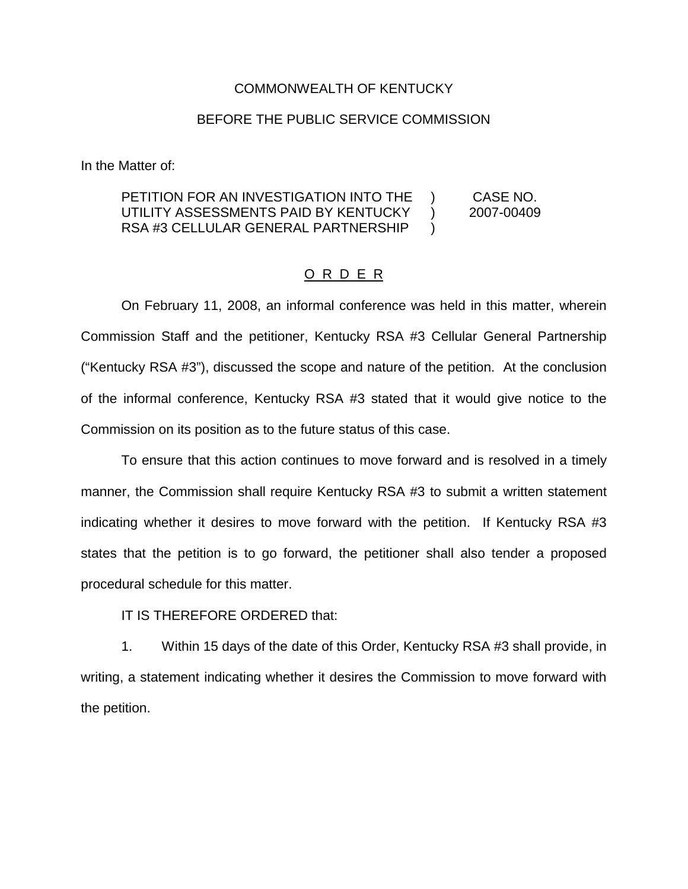COMMONWEALTH OF KENTUCKY

BEFORE THE PUBLIC SERVICE COMMISSION

In the Matter of:

| | | |
|---|---|---|
| PETITION FOR AN INVESTIGATION INTO THE UTILITY ASSESSMENTS PAID BY KENTUCKY RSA #3 CELLULAR GENERAL PARTNERSHIP | ) ) ) | CASE NO. 2007-00409 |

O R D E R

On February 11, 2008, an informal conference was held in this matter, wherein Commission Staff and the petitioner, Kentucky RSA #3 Cellular General Partnership ("Kentucky RSA #3"), discussed the scope and nature of the petition. At the conclusion of the informal conference, Kentucky RSA #3 stated that it would give notice to the Commission on its position as to the future status of this case.

To ensure that this action continues to move forward and is resolved in a timely manner, the Commission shall require Kentucky RSA #3 to submit a written statement indicating whether it desires to move forward with the petition. If Kentucky RSA #3 states that the petition is to go forward, the petitioner shall also tender a proposed procedural schedule for this matter.

IT IS THEREFORE ORDERED that:

1. Within 15 days of the date of this Order, Kentucky RSA #3 shall provide, in writing, a statement indicating whether it desires the Commission to move forward with the petition.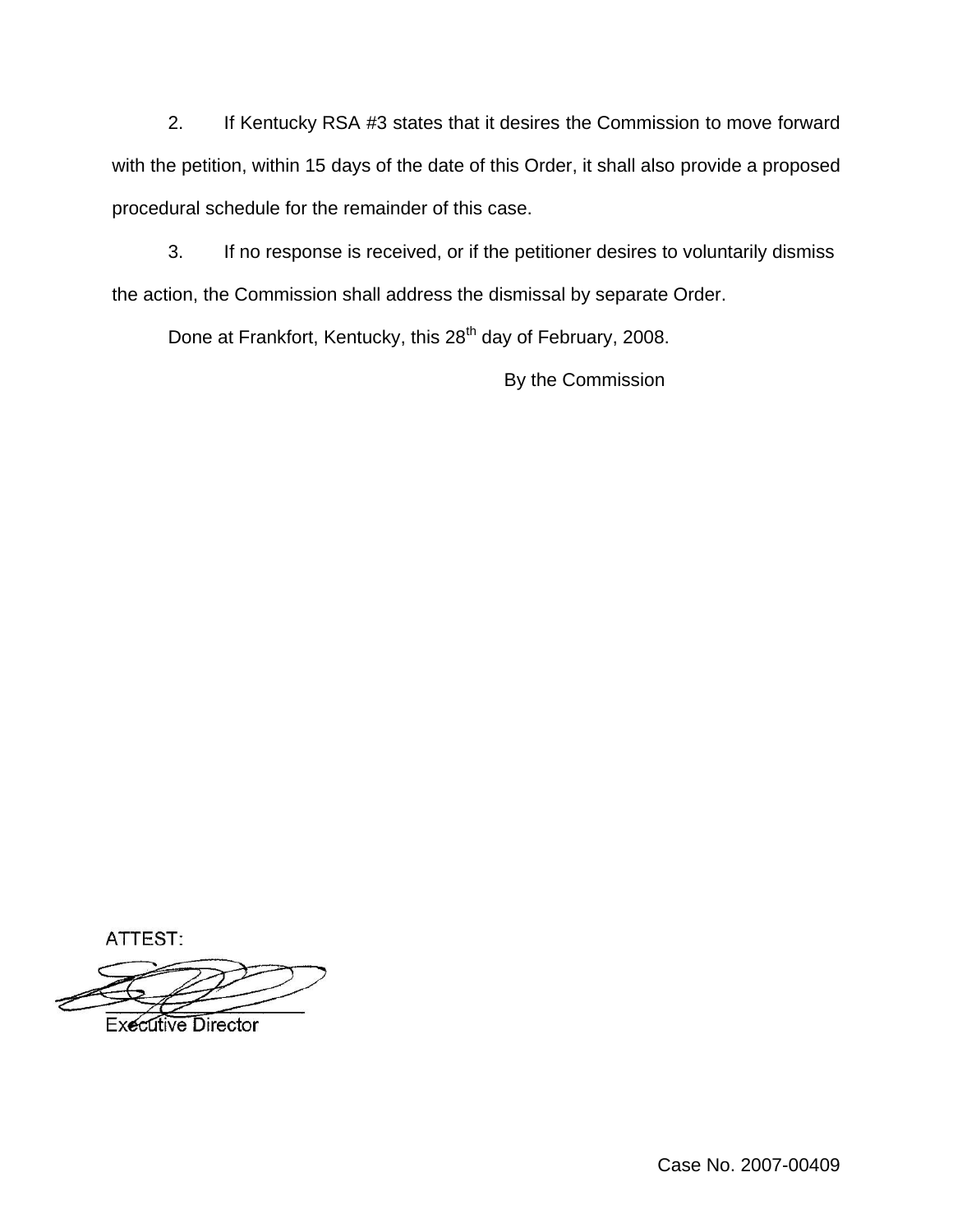2. If Kentucky RSA #3 states that it desires the Commission to move forward with the petition, within 15 days of the date of this Order, it shall also provide a proposed procedural schedule for the remainder of this case.

3. If no response is received, or if the petitioner desires to voluntarily dismiss the action, the Commission shall address the dismissal by separate Order.

Done at Frankfort, Kentucky, this 28th day of February, 2008.

By the Commission

ATTEST:

Executive Director

Case No. 2007-00409